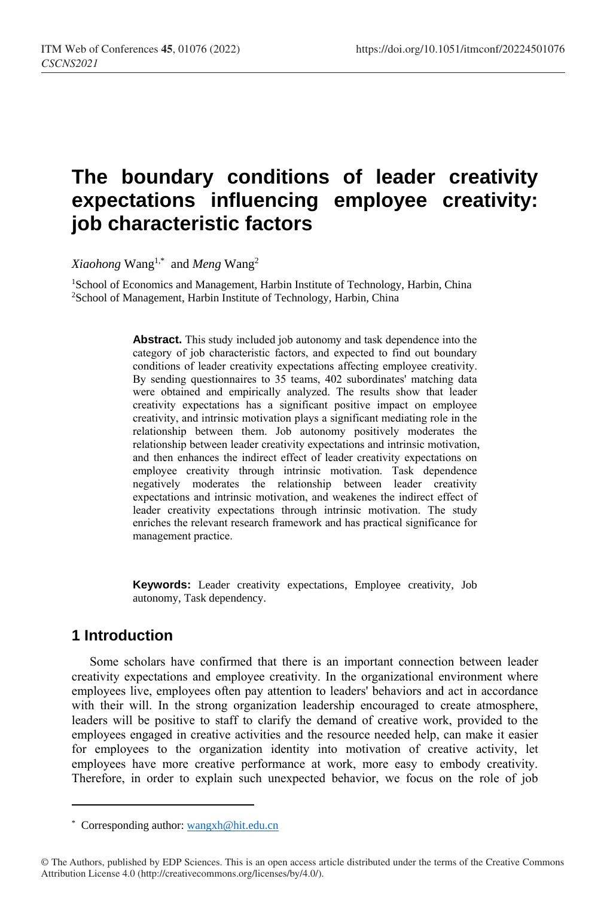# The boundary conditions of leader creativity expectations influencing employee creativity: job characteristic factors

*Xiaohong* Wang[1,*] and *Meng* Wang[2]

[1]School of Economics and Management, Harbin Institute of Technology, Harbin, China
[2]School of Management, Harbin Institute of Technology, Harbin, China

**Abstract.** This study included job autonomy and task dependence into the category of job characteristic factors, and expected to find out boundary conditions of leader creativity expectations affecting employee creativity. By sending questionnaires to 35 teams, 402 subordinates' matching data were obtained and empirically analyzed. The results show that leader creativity expectations has a significant positive impact on employee creativity, and intrinsic motivation plays a significant mediating role in the relationship between them. Job autonomy positively moderates the relationship between leader creativity expectations and intrinsic motivation, and then enhances the indirect effect of leader creativity expectations on employee creativity through intrinsic motivation. Task dependence negatively moderates the relationship between leader creativity expectations and intrinsic motivation, and weakenes the indirect effect of leader creativity expectations through intrinsic motivation. The study enriches the relevant research framework and has practical significance for management practice.

**Keywords:** Leader creativity expectations, Employee creativity, Job autonomy, Task dependency.

## 1 Introduction

Some scholars have confirmed that there is an important connection between leader creativity expectations and employee creativity. In the organizational environment where employees live, employees often pay attention to leaders' behaviors and act in accordance with their will. In the strong organization leadership encouraged to create atmosphere, leaders will be positive to staff to clarify the demand of creative work, provided to the employees engaged in creative activities and the resource needed help, can make it easier for employees to the organization identity into motivation of creative activity, let employees have more creative performance at work, more easy to embody creativity. Therefore, in order to explain such unexpected behavior, we focus on the role of job

* Corresponding author: wangxh@hit.edu.cn

© The Authors, published by EDP Sciences. This is an open access article distributed under the terms of the Creative Commons Attribution License 4.0 (http://creativecommons.org/licenses/by/4.0/).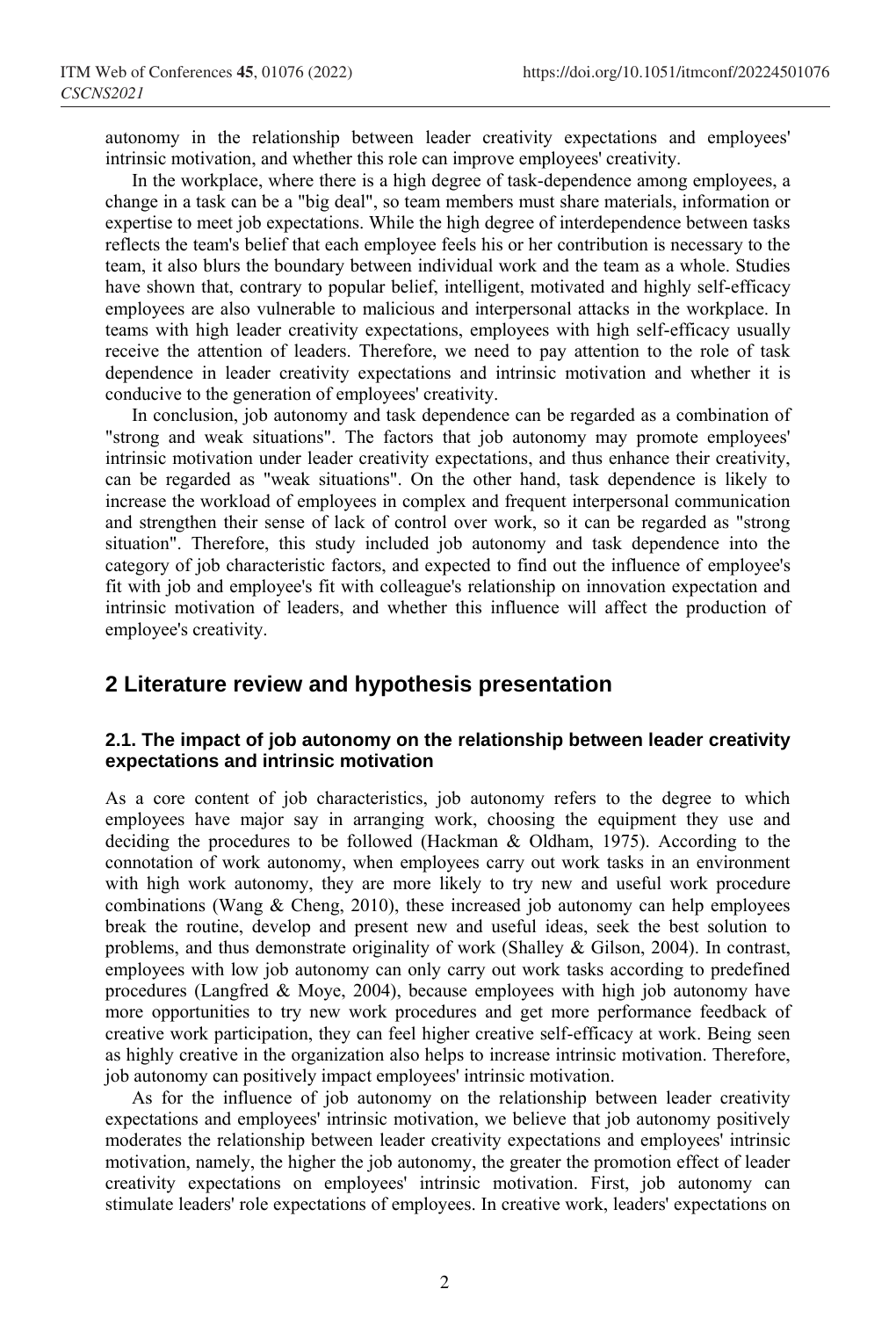autonomy in the relationship between leader creativity expectations and employees' intrinsic motivation, and whether this role can improve employees' creativity.

In the workplace, where there is a high degree of task-dependence among employees, a change in a task can be a "big deal", so team members must share materials, information or expertise to meet job expectations. While the high degree of interdependence between tasks reflects the team's belief that each employee feels his or her contribution is necessary to the team, it also blurs the boundary between individual work and the team as a whole. Studies have shown that, contrary to popular belief, intelligent, motivated and highly self-efficacy employees are also vulnerable to malicious and interpersonal attacks in the workplace. In teams with high leader creativity expectations, employees with high self-efficacy usually receive the attention of leaders. Therefore, we need to pay attention to the role of task dependence in leader creativity expectations and intrinsic motivation and whether it is conducive to the generation of employees' creativity.

In conclusion, job autonomy and task dependence can be regarded as a combination of "strong and weak situations". The factors that job autonomy may promote employees' intrinsic motivation under leader creativity expectations, and thus enhance their creativity, can be regarded as "weak situations". On the other hand, task dependence is likely to increase the workload of employees in complex and frequent interpersonal communication and strengthen their sense of lack of control over work, so it can be regarded as "strong situation". Therefore, this study included job autonomy and task dependence into the category of job characteristic factors, and expected to find out the influence of employee's fit with job and employee's fit with colleague's relationship on innovation expectation and intrinsic motivation of leaders, and whether this influence will affect the production of employee's creativity.

## 2 Literature review and hypothesis presentation

### 2.1. The impact of job autonomy on the relationship between leader creativity expectations and intrinsic motivation

As a core content of job characteristics, job autonomy refers to the degree to which employees have major say in arranging work, choosing the equipment they use and deciding the procedures to be followed (Hackman & Oldham, 1975). According to the connotation of work autonomy, when employees carry out work tasks in an environment with high work autonomy, they are more likely to try new and useful work procedure combinations (Wang & Cheng, 2010), these increased job autonomy can help employees break the routine, develop and present new and useful ideas, seek the best solution to problems, and thus demonstrate originality of work (Shalley & Gilson, 2004). In contrast, employees with low job autonomy can only carry out work tasks according to predefined procedures (Langfred & Moye, 2004), because employees with high job autonomy have more opportunities to try new work procedures and get more performance feedback of creative work participation, they can feel higher creative self-efficacy at work. Being seen as highly creative in the organization also helps to increase intrinsic motivation. Therefore, job autonomy can positively impact employees' intrinsic motivation.

As for the influence of job autonomy on the relationship between leader creativity expectations and employees' intrinsic motivation, we believe that job autonomy positively moderates the relationship between leader creativity expectations and employees' intrinsic motivation, namely, the higher the job autonomy, the greater the promotion effect of leader creativity expectations on employees' intrinsic motivation. First, job autonomy can stimulate leaders' role expectations of employees. In creative work, leaders' expectations on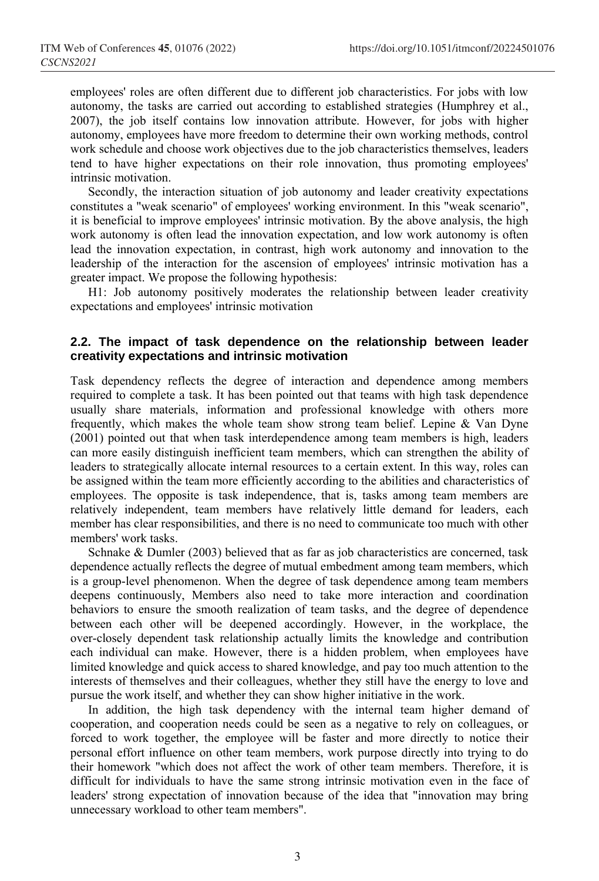employees' roles are often different due to different job characteristics. For jobs with low autonomy, the tasks are carried out according to established strategies (Humphrey et al., 2007), the job itself contains low innovation attribute. However, for jobs with higher autonomy, employees have more freedom to determine their own working methods, control work schedule and choose work objectives due to the job characteristics themselves, leaders tend to have higher expectations on their role innovation, thus promoting employees' intrinsic motivation.

Secondly, the interaction situation of job autonomy and leader creativity expectations constitutes a "weak scenario" of employees' working environment. In this "weak scenario", it is beneficial to improve employees' intrinsic motivation. By the above analysis, the high work autonomy is often lead the innovation expectation, and low work autonomy is often lead the innovation expectation, in contrast, high work autonomy and innovation to the leadership of the interaction for the ascension of employees' intrinsic motivation has a greater impact. We propose the following hypothesis:

H1: Job autonomy positively moderates the relationship between leader creativity expectations and employees' intrinsic motivation

### 2.2. The impact of task dependence on the relationship between leader creativity expectations and intrinsic motivation

Task dependency reflects the degree of interaction and dependence among members required to complete a task. It has been pointed out that teams with high task dependence usually share materials, information and professional knowledge with others more frequently, which makes the whole team show strong team belief. Lepine & Van Dyne (2001) pointed out that when task interdependence among team members is high, leaders can more easily distinguish inefficient team members, which can strengthen the ability of leaders to strategically allocate internal resources to a certain extent. In this way, roles can be assigned within the team more efficiently according to the abilities and characteristics of employees. The opposite is task independence, that is, tasks among team members are relatively independent, team members have relatively little demand for leaders, each member has clear responsibilities, and there is no need to communicate too much with other members' work tasks.

Schnake & Dumler (2003) believed that as far as job characteristics are concerned, task dependence actually reflects the degree of mutual embedment among team members, which is a group-level phenomenon. When the degree of task dependence among team members deepens continuously, Members also need to take more interaction and coordination behaviors to ensure the smooth realization of team tasks, and the degree of dependence between each other will be deepened accordingly. However, in the workplace, the over-closely dependent task relationship actually limits the knowledge and contribution each individual can make. However, there is a hidden problem, when employees have limited knowledge and quick access to shared knowledge, and pay too much attention to the interests of themselves and their colleagues, whether they still have the energy to love and pursue the work itself, and whether they can show higher initiative in the work.

In addition, the high task dependency with the internal team higher demand of cooperation, and cooperation needs could be seen as a negative to rely on colleagues, or forced to work together, the employee will be faster and more directly to notice their personal effort influence on other team members, work purpose directly into trying to do their homework "which does not affect the work of other team members. Therefore, it is difficult for individuals to have the same strong intrinsic motivation even in the face of leaders' strong expectation of innovation because of the idea that "innovation may bring unnecessary workload to other team members".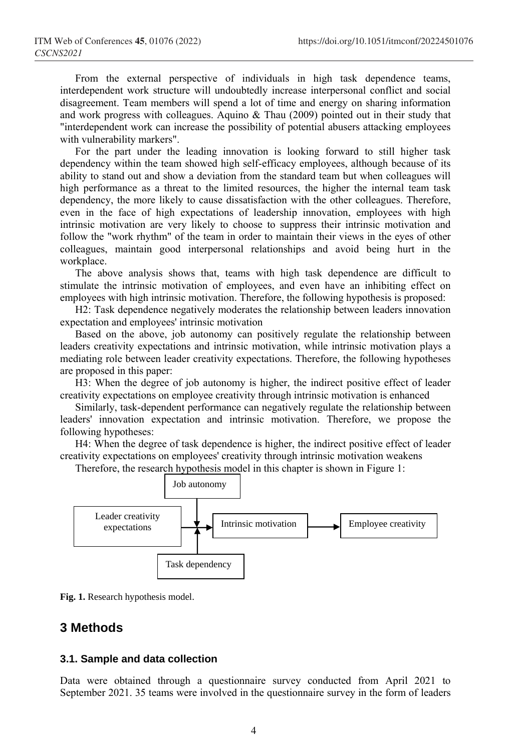From the external perspective of individuals in high task dependence teams, interdependent work structure will undoubtedly increase interpersonal conflict and social disagreement. Team members will spend a lot of time and energy on sharing information and work progress with colleagues. Aquino & Thau (2009) pointed out in their study that "interdependent work can increase the possibility of potential abusers attacking employees with vulnerability markers".

For the part under the leading innovation is looking forward to still higher task dependency within the team showed high self-efficacy employees, although because of its ability to stand out and show a deviation from the standard team but when colleagues will high performance as a threat to the limited resources, the higher the internal team task dependency, the more likely to cause dissatisfaction with the other colleagues. Therefore, even in the face of high expectations of leadership innovation, employees with high intrinsic motivation are very likely to choose to suppress their intrinsic motivation and follow the "work rhythm" of the team in order to maintain their views in the eyes of other colleagues, maintain good interpersonal relationships and avoid being hurt in the workplace.

The above analysis shows that, teams with high task dependence are difficult to stimulate the intrinsic motivation of employees, and even have an inhibiting effect on employees with high intrinsic motivation. Therefore, the following hypothesis is proposed:

H2: Task dependence negatively moderates the relationship between leaders innovation expectation and employees' intrinsic motivation

Based on the above, job autonomy can positively regulate the relationship between leaders creativity expectations and intrinsic motivation, while intrinsic motivation plays a mediating role between leader creativity expectations. Therefore, the following hypotheses are proposed in this paper:

H3: When the degree of job autonomy is higher, the indirect positive effect of leader creativity expectations on employee creativity through intrinsic motivation is enhanced

Similarly, task-dependent performance can negatively regulate the relationship between leaders' innovation expectation and intrinsic motivation. Therefore, we propose the following hypotheses:

H4: When the degree of task dependence is higher, the indirect positive effect of leader creativity expectations on employees' creativity through intrinsic motivation weakens

Therefore, the research hypothesis model in this chapter is shown in Figure 1:

Job autonomy

Leader creativity expectations → Intrinsic motivation → Employee creativity

Task dependency

**Fig. 1.** Research hypothesis model.

## 3 Methods

### 3.1. Sample and data collection

Data were obtained through a questionnaire survey conducted from April 2021 to September 2021. 35 teams were involved in the questionnaire survey in the form of leaders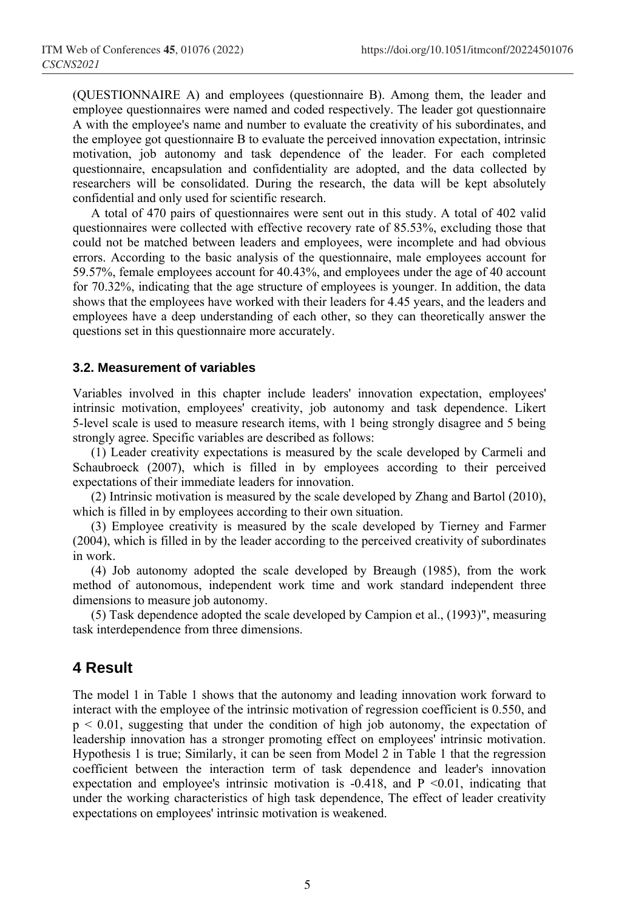(QUESTIONNAIRE A) and employees (questionnaire B). Among them, the leader and employee questionnaires were named and coded respectively. The leader got questionnaire A with the employee's name and number to evaluate the creativity of his subordinates, and the employee got questionnaire B to evaluate the perceived innovation expectation, intrinsic motivation, job autonomy and task dependence of the leader. For each completed questionnaire, encapsulation and confidentiality are adopted, and the data collected by researchers will be consolidated. During the research, the data will be kept absolutely confidential and only used for scientific research.

A total of 470 pairs of questionnaires were sent out in this study. A total of 402 valid questionnaires were collected with effective recovery rate of 85.53%, excluding those that could not be matched between leaders and employees, were incomplete and had obvious errors. According to the basic analysis of the questionnaire, male employees account for 59.57%, female employees account for 40.43%, and employees under the age of 40 account for 70.32%, indicating that the age structure of employees is younger. In addition, the data shows that the employees have worked with their leaders for 4.45 years, and the leaders and employees have a deep understanding of each other, so they can theoretically answer the questions set in this questionnaire more accurately.

### 3.2. Measurement of variables

Variables involved in this chapter include leaders' innovation expectation, employees' intrinsic motivation, employees' creativity, job autonomy and task dependence. Likert 5-level scale is used to measure research items, with 1 being strongly disagree and 5 being strongly agree. Specific variables are described as follows:

(1) Leader creativity expectations is measured by the scale developed by Carmeli and Schaubroeck (2007), which is filled in by employees according to their perceived expectations of their immediate leaders for innovation.

(2) Intrinsic motivation is measured by the scale developed by Zhang and Bartol (2010), which is filled in by employees according to their own situation.

(3) Employee creativity is measured by the scale developed by Tierney and Farmer (2004), which is filled in by the leader according to the perceived creativity of subordinates in work.

(4) Job autonomy adopted the scale developed by Breaugh (1985), from the work method of autonomous, independent work time and work standard independent three dimensions to measure job autonomy.

(5) Task dependence adopted the scale developed by Campion et al., (1993)", measuring task interdependence from three dimensions.

## 4 Result

The model 1 in Table 1 shows that the autonomy and leading innovation work forward to interact with the employee of the intrinsic motivation of regression coefficient is 0.550, and $p < 0.01$, suggesting that under the condition of high job autonomy, the expectation of leadership innovation has a stronger promoting effect on employees' intrinsic motivation. Hypothesis 1 is true; Similarly, it can be seen from Model 2 in Table 1 that the regression coefficient between the interaction term of task dependence and leader's innovation expectation and employee's intrinsic motivation is -0.418, and $P < 0.01$, indicating that under the working characteristics of high task dependence, The effect of leader creativity expectations on employees' intrinsic motivation is weakened.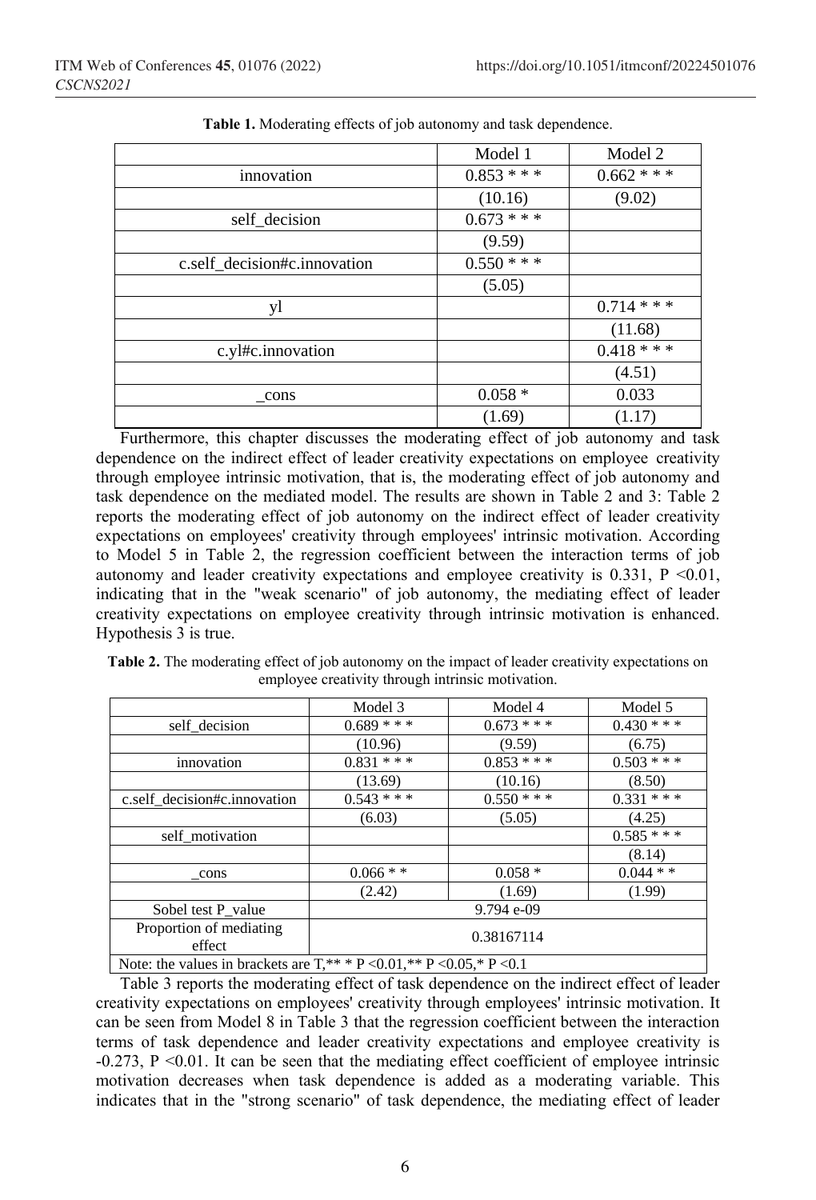**Table 1.** Moderating effects of job autonomy and task dependence.

| | Model 1 | Model 2 |
|---|---|---|
| innovation | 0.853 * * * | 0.662 * * * |
| | (10.16) | (9.02) |
| self_decision | 0.673 * * * | |
| | (9.59) | |
| c.self_decision#c.innovation | 0.550 * * * | |
| | (5.05) | |
| yl | | 0.714 * * * |
| | | (11.68) |
| c.yl#c.innovation | | 0.418 * * * |
| | | (4.51) |
| _cons | 0.058 * | 0.033 |
| | (1.69) | (1.17) |

Furthermore, this chapter discusses the moderating effect of job autonomy and task dependence on the indirect effect of leader creativity expectations on employee creativity through employee intrinsic motivation, that is, the moderating effect of job autonomy and task dependence on the mediated model. The results are shown in Table 2 and 3: Table 2 reports the moderating effect of job autonomy on the indirect effect of leader creativity expectations on employees' creativity through employees' intrinsic motivation. According to Model 5 in Table 2, the regression coefficient between the interaction terms of job autonomy and leader creativity expectations and employee creativity is 0.331, $P < 0.01$, indicating that in the "weak scenario" of job autonomy, the mediating effect of leader creativity expectations on employee creativity through intrinsic motivation is enhanced. Hypothesis 3 is true.

**Table 2.** The moderating effect of job autonomy on the impact of leader creativity expectations on employee creativity through intrinsic motivation.

| | Model 3 | Model 4 | Model 5 |
|---|---|---|---|
| self_decision | 0.689 * * * | 0.673 * * * | 0.430 * * * |
| | (10.96) | (9.59) | (6.75) |
| innovation | 0.831 * * * | 0.853 * * * | 0.503 * * * |
| | (13.69) | (10.16) | (8.50) |
| c.self_decision#c.innovation | 0.543 * * * | 0.550 * * * | 0.331 * * * |
| | (6.03) | (5.05) | (4.25) |
| self_motivation | | | 0.585 * * * |
| | | | (8.14) |
| _cons | 0.066 * * | 0.058 * | 0.044 * * |
| | (2.42) | (1.69) | (1.99) |
| Sobel test P_value | 9.794 e-09 | | |
| Proportion of mediating effect | 0.38167114 | | |
| Note: the values in brackets are T,** * P <0.01,** P <0.05,* P <0.1 | | | |

Table 3 reports the moderating effect of task dependence on the indirect effect of leader creativity expectations on employees' creativity through employees' intrinsic motivation. It can be seen from Model 8 in Table 3 that the regression coefficient between the interaction terms of task dependence and leader creativity expectations and employee creativity is -0.273, $P < 0.01$. It can be seen that the mediating effect coefficient of employee intrinsic motivation decreases when task dependence is added as a moderating variable. This indicates that in the "strong scenario" of task dependence, the mediating effect of leader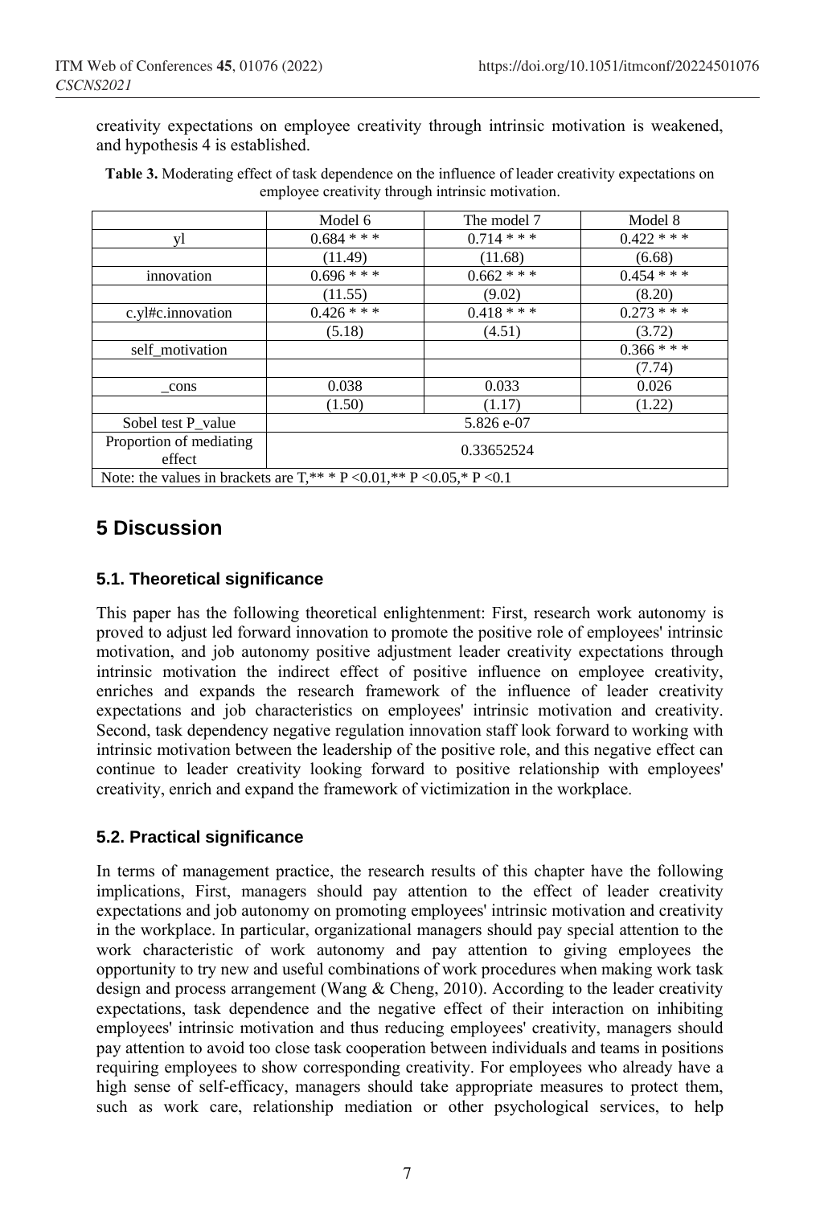creativity expectations on employee creativity through intrinsic motivation is weakened, and hypothesis 4 is established.

**Table 3.** Moderating effect of task dependence on the influence of leader creativity expectations on employee creativity through intrinsic motivation.

| | Model 6 | The model 7 | Model 8 |
|---|---|---|---|
| yl | 0.684 * * * | 0.714 * * * | 0.422 * * * |
| | (11.49) | (11.68) | (6.68) |
| innovation | 0.696 * * * | 0.662 * * * | 0.454 * * * |
| | (11.55) | (9.02) | (8.20) |
| c.yl#c.innovation | 0.426 * * * | 0.418 * * * | 0.273 * * * |
| | (5.18) | (4.51) | (3.72) |
| self_motivation | | | 0.366 * * * |
| | | | (7.74) |
| _cons | 0.038 | 0.033 | 0.026 |
| | (1.50) | (1.17) | (1.22) |
| Sobel test P_value | 5.826 e-07 | | |
| Proportion of mediating effect | 0.33652524 | | |
| Note: the values in brackets are T,** * P <0.01,** P <0.05,* P <0.1 | | | |

## 5 Discussion

### 5.1. Theoretical significance

This paper has the following theoretical enlightenment: First, research work autonomy is proved to adjust led forward innovation to promote the positive role of employees' intrinsic motivation, and job autonomy positive adjustment leader creativity expectations through intrinsic motivation the indirect effect of positive influence on employee creativity, enriches and expands the research framework of the influence of leader creativity expectations and job characteristics on employees' intrinsic motivation and creativity. Second, task dependency negative regulation innovation staff look forward to working with intrinsic motivation between the leadership of the positive role, and this negative effect can continue to leader creativity looking forward to positive relationship with employees' creativity, enrich and expand the framework of victimization in the workplace.

### 5.2. Practical significance

In terms of management practice, the research results of this chapter have the following implications, First, managers should pay attention to the effect of leader creativity expectations and job autonomy on promoting employees' intrinsic motivation and creativity in the workplace. In particular, organizational managers should pay special attention to the work characteristic of work autonomy and pay attention to giving employees the opportunity to try new and useful combinations of work procedures when making work task design and process arrangement (Wang & Cheng, 2010). According to the leader creativity expectations, task dependence and the negative effect of their interaction on inhibiting employees' intrinsic motivation and thus reducing employees' creativity, managers should pay attention to avoid too close task cooperation between individuals and teams in positions requiring employees to show corresponding creativity. For employees who already have a high sense of self-efficacy, managers should take appropriate measures to protect them, such as work care, relationship mediation or other psychological services, to help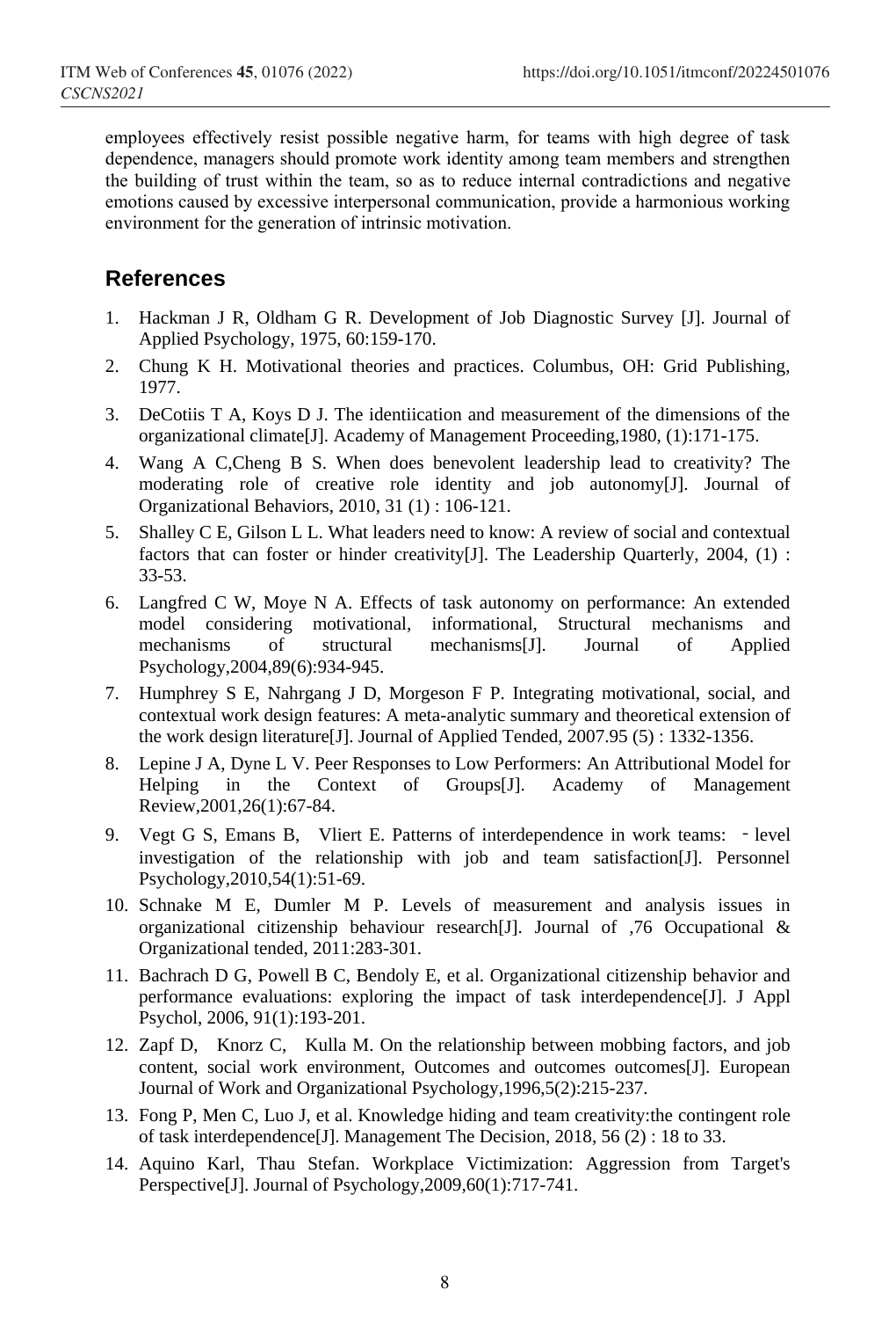employees effectively resist possible negative harm, for teams with high degree of task dependence, managers should promote work identity among team members and strengthen the building of trust within the team, so as to reduce internal contradictions and negative emotions caused by excessive interpersonal communication, provide a harmonious working environment for the generation of intrinsic motivation.

## References

1. Hackman J R, Oldham G R. Development of Job Diagnostic Survey [J]. Journal of Applied Psychology, 1975, 60:159-170.
2. Chung K H. Motivational theories and practices. Columbus, OH: Grid Publishing, 1977.
3. DeCotiis T A, Koys D J. The identiication and measurement of the dimensions of the organizational climate[J]. Academy of Management Proceeding,1980, (1):171-175.
4. Wang A C,Cheng B S. When does benevolent leadership lead to creativity? The moderating role of creative role identity and job autonomy[J]. Journal of Organizational Behaviors, 2010, 31 (1) : 106-121.
5. Shalley C E, Gilson L L. What leaders need to know: A review of social and contextual factors that can foster or hinder creativity[J]. The Leadership Quarterly, 2004, (1) : 33-53.
6. Langfred C W, Moye N A. Effects of task autonomy on performance: An extended model considering motivational, informational, Structural mechanisms and mechanisms of structural mechanisms[J]. Journal of Applied Psychology,2004,89(6):934-945.
7. Humphrey S E, Nahrgang J D, Morgeson F P. Integrating motivational, social, and contextual work design features: A meta-analytic summary and theoretical extension of the work design literature[J]. Journal of Applied Tended, 2007.95 (5) : 1332-1356.
8. Lepine J A, Dyne L V. Peer Responses to Low Performers: An Attributional Model for Helping in the Context of Groups[J]. Academy of Management Review,2001,26(1):67-84.
9. Vegt G S, Emans B, Vliert E. Patterns of interdependence in work teams: - level investigation of the relationship with job and team satisfaction[J]. Personnel Psychology,2010,54(1):51-69.
10. Schnake M E, Dumler M P. Levels of measurement and analysis issues in organizational citizenship behaviour research[J]. Journal of ,76 Occupational & Organizational tended, 2011:283-301.
11. Bachrach D G, Powell B C, Bendoly E, et al. Organizational citizenship behavior and performance evaluations: exploring the impact of task interdependence[J]. J Appl Psychol, 2006, 91(1):193-201.
12. Zapf D, Knorz C, Kulla M. On the relationship between mobbing factors, and job content, social work environment, Outcomes and outcomes outcomes[J]. European Journal of Work and Organizational Psychology,1996,5(2):215-237.
13. Fong P, Men C, Luo J, et al. Knowledge hiding and team creativity:the contingent role of task interdependence[J]. Management The Decision, 2018, 56 (2) : 18 to 33.
14. Aquino Karl, Thau Stefan. Workplace Victimization: Aggression from Target's Perspective[J]. Journal of Psychology,2009,60(1):717-741.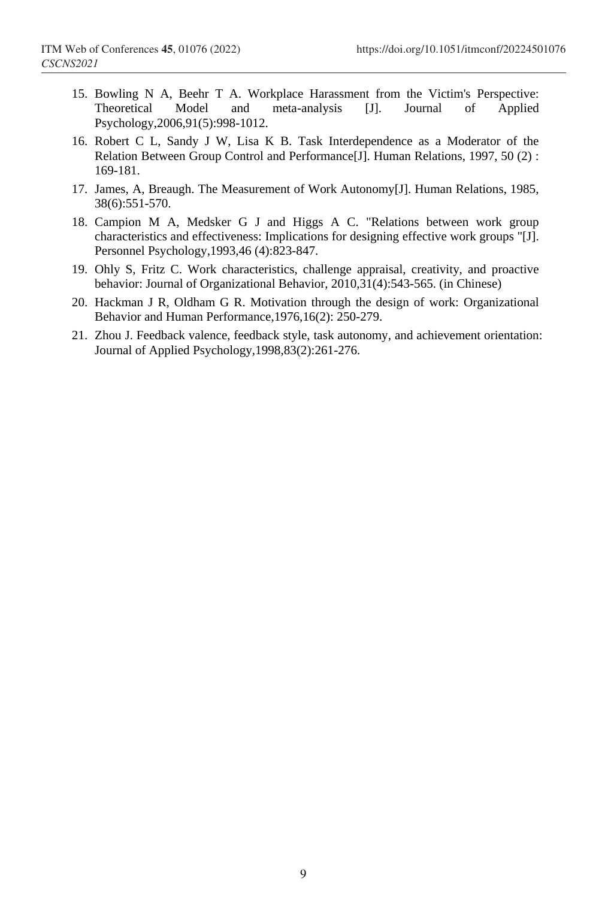15. Bowling N A, Beehr T A. Workplace Harassment from the Victim's Perspective: Theoretical Model and meta-analysis [J]. Journal of Applied Psychology,2006,91(5):998-1012.
16. Robert C L, Sandy J W, Lisa K B. Task Interdependence as a Moderator of the Relation Between Group Control and Performance[J]. Human Relations, 1997, 50 (2) : 169-181.
17. James, A, Breaugh. The Measurement of Work Autonomy[J]. Human Relations, 1985, 38(6):551-570.
18. Campion M A, Medsker G J and Higgs A C. "Relations between work group characteristics and effectiveness: Implications for designing effective work groups "[J]. Personnel Psychology,1993,46 (4):823-847.
19. Ohly S, Fritz C. Work characteristics, challenge appraisal, creativity, and proactive behavior: Journal of Organizational Behavior, 2010,31(4):543-565. (in Chinese)
20. Hackman J R, Oldham G R. Motivation through the design of work: Organizational Behavior and Human Performance,1976,16(2): 250-279.
21. Zhou J. Feedback valence, feedback style, task autonomy, and achievement orientation: Journal of Applied Psychology,1998,83(2):261-276.